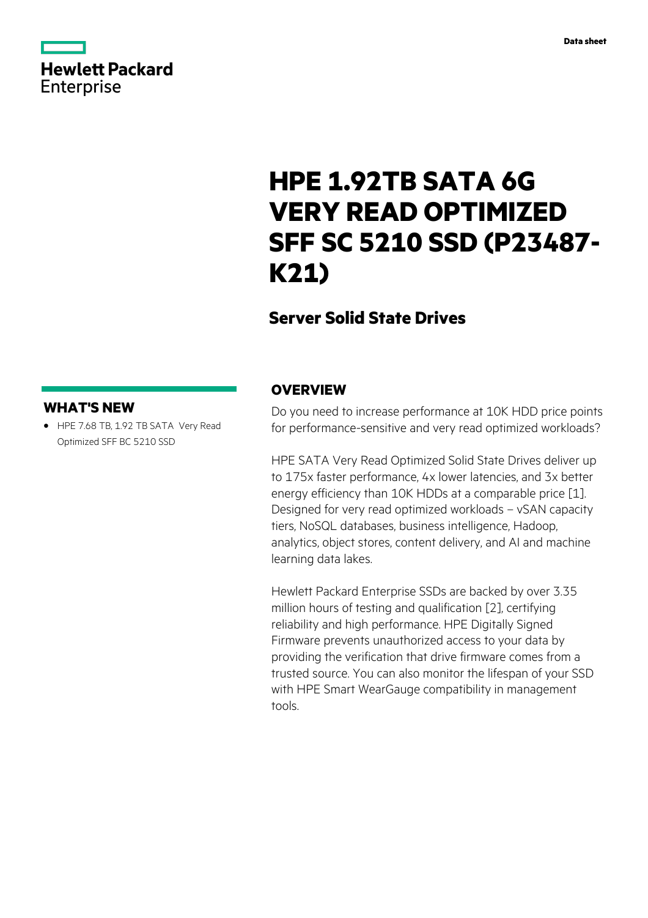Data sheet

# HPE 1.92TB SATA 6G VERY READ OPTIMIZED SFF SC 5210 SSD (P23487-K21)

## Server Solid State Drives

## WHAT'S NEW

- HPE 7.68 TB, 1.92 TB SATA Very Read Optimized SFF BC 5210 SSD

## OVERVIEW

Do you need to increase performance at 10K HDD price points for performance-sensitive and very read optimized workloads?

HPE SATA Very Read Optimized Solid State Drives deliver up to 175x faster performance, 4x lower latencies, and 3x better energy efficiency than 10K HDDs at a comparable price [1]. Designed for very read optimized workloads – vSAN capacity tiers, NoSQL databases, business intelligence, Hadoop, analytics, object stores, content delivery, and AI and machine learning data lakes.

Hewlett Packard Enterprise SSDs are backed by over 3.35 million hours of testing and qualification [2], certifying reliability and high performance. HPE Digitally Signed Firmware prevents unauthorized access to your data by providing the verification that drive firmware comes from a trusted source. You can also monitor the lifespan of your SSD with HPE Smart WearGauge compatibility in management tools.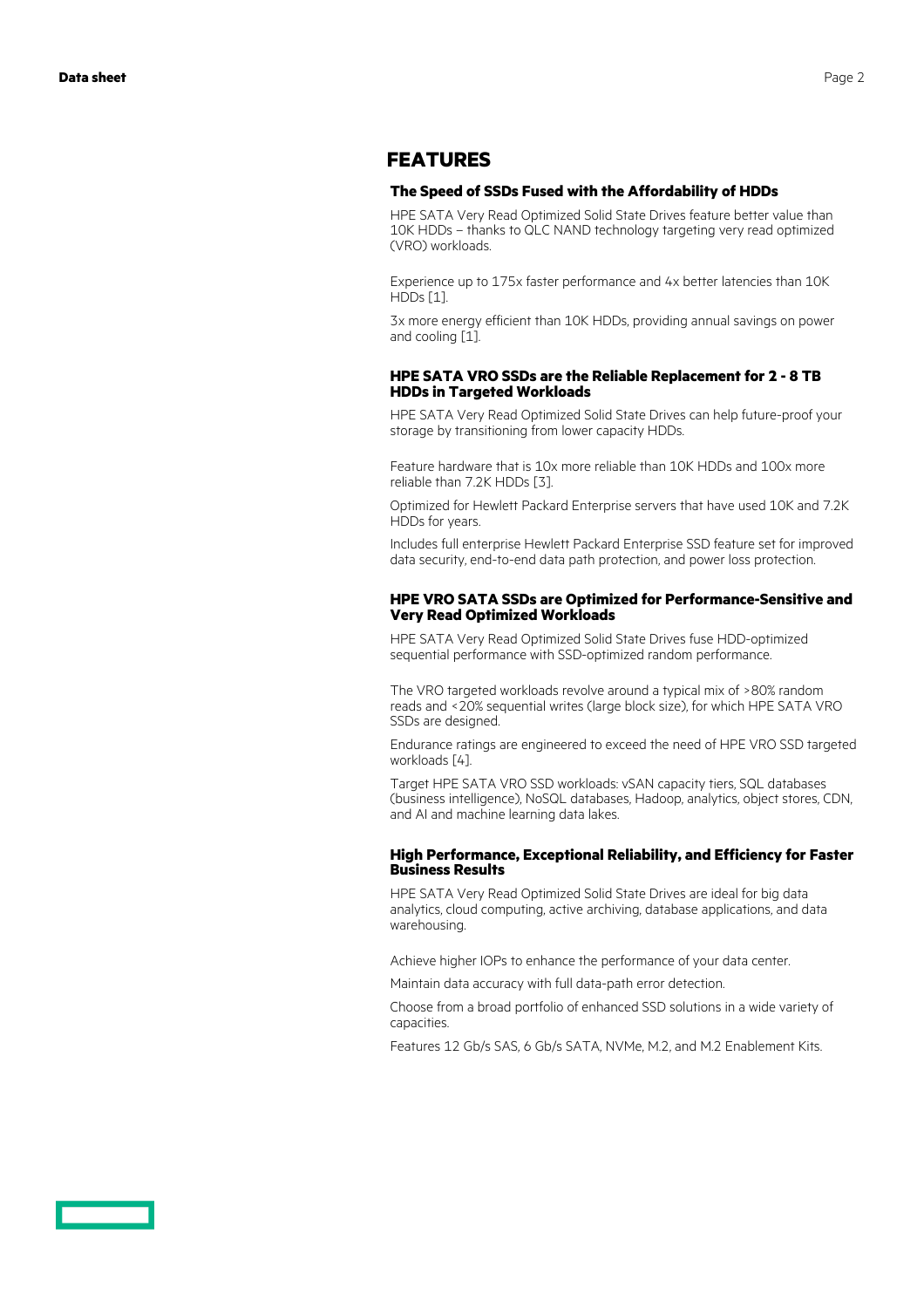## FEATURES

### The Speed of SSDs Fused with the Affordability of HDDs

HPE SATA Very Read Optimized Solid State Drives feature better value than 10K HDDs – thanks to QLC NAND technology targeting very read optimized (VRO) workloads.

Experience up to 175x faster performance and 4x better latencies than 10K HDDs [1].

3x more energy efficient than 10K HDDs, providing annual savings on power and cooling [1].

### HPE SATA VRO SSDs are the Reliable Replacement for 2 - 8 TB HDDs in Targeted Workloads

HPE SATA Very Read Optimized Solid State Drives can help future-proof your storage by transitioning from lower capacity HDDs.

Feature hardware that is 10x more reliable than 10K HDDs and 100x more reliable than 7.2K HDDs [3].

Optimized for Hewlett Packard Enterprise servers that have used 10K and 7.2K HDDs for years.

Includes full enterprise Hewlett Packard Enterprise SSD feature set for improved data security, end-to-end data path protection, and power loss protection.

### HPE VRO SATA SSDs are Optimized for Performance-Sensitive and Very Read Optimized Workloads

HPE SATA Very Read Optimized Solid State Drives fuse HDD-optimized sequential performance with SSD-optimized random performance.

The VRO targeted workloads revolve around a typical mix of >80% random reads and <20% sequential writes (large block size), for which HPE SATA VRO SSDs are designed.

Endurance ratings are engineered to exceed the need of HPE VRO SSD targeted workloads [4].

Target HPE SATA VRO SSD workloads: vSAN capacity tiers, SQL databases (business intelligence), NoSQL databases, Hadoop, analytics, object stores, CDN, and AI and machine learning data lakes.

### High Performance, Exceptional Reliability, and Efficiency for Faster Business Results

HPE SATA Very Read Optimized Solid State Drives are ideal for big data analytics, cloud computing, active archiving, database applications, and data warehousing.

Achieve higher IOPs to enhance the performance of your data center.

Maintain data accuracy with full data-path error detection.

Choose from a broad portfolio of enhanced SSD solutions in a wide variety of capacities.

Features 12 Gb/s SAS, 6 Gb/s SATA, NVMe, M.2, and M.2 Enablement Kits.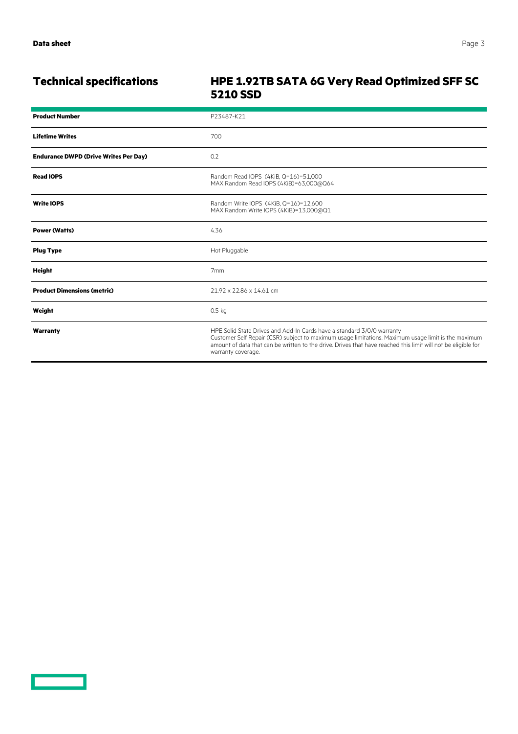## Technical specifications

## HPE 1.92TB SATA 6G Very Read Optimized SFF SC 5210 SSD

| | |
|---|---|
| **Product Number** | P23487-K21 |
| **Lifetime Writes** | 700 |
| **Endurance DWPD (Drive Writes Per Day)** | 0.2 |
| **Read IOPS** | Random Read IOPS (4KiB, Q=16)=51,000<br>MAX Random Read IOPS (4KiB)=63,000@Q64 |
| **Write IOPS** | Random Write IOPS (4KiB, Q=16)=12,600<br>MAX Random Write IOPS (4KiB)=13,000@Q1 |
| **Power (Watts)** | 4.36 |
| **Plug Type** | Hot Pluggable |
| **Height** | 7mm |
| **Product Dimensions (metric)** | 21.92 x 22.86 x 14.61 cm |
| **Weight** | 0.5 kg |
| **Warranty** | HPE Solid State Drives and Add-In Cards have a standard 3/0/0 warranty<br>Customer Self Repair (CSR) subject to maximum usage limitations. Maximum usage limit is the maximum amount of data that can be written to the drive. Drives that have reached this limit will not be eligible for warranty coverage. |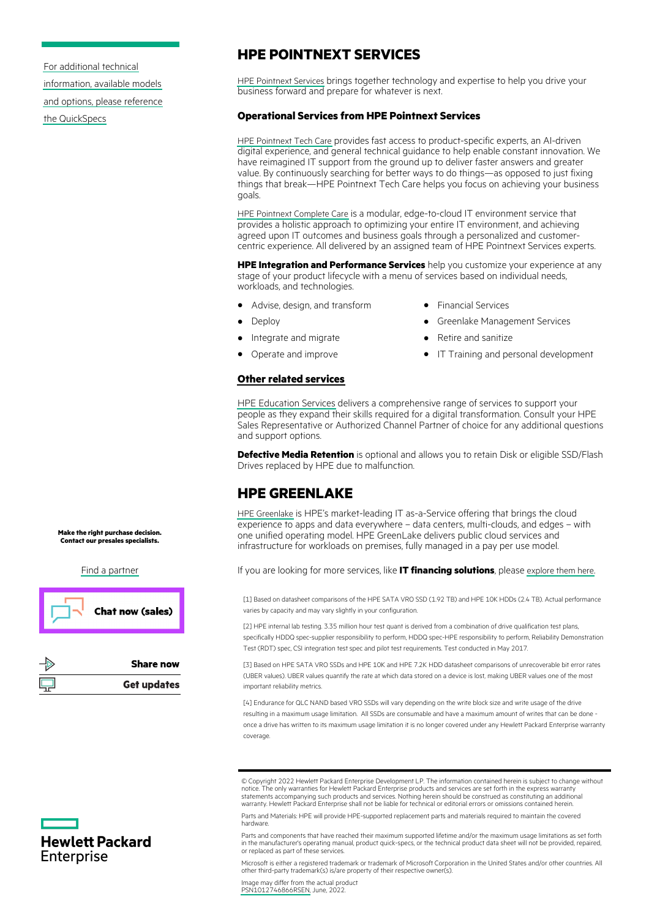For additional technical information, available models and options, please reference the QuickSpecs

## HPE POINTNEXT SERVICES

HPE Pointnext Services brings together technology and expertise to help you drive your business forward and prepare for whatever is next.

### Operational Services from HPE Pointnext Services

HPE Pointnext Tech Care provides fast access to product-specific experts, an AI-driven digital experience, and general technical guidance to help enable constant innovation. We have reimagined IT support from the ground up to deliver faster answers and greater value. By continuously searching for better ways to do things—as opposed to just fixing things that break—HPE Pointnext Tech Care helps you focus on achieving your business goals.

HPE Pointnext Complete Care is a modular, edge-to-cloud IT environment service that provides a holistic approach to optimizing your entire IT environment, and achieving agreed upon IT outcomes and business goals through a personalized and customer-centric experience. All delivered by an assigned team of HPE Pointnext Services experts.

**HPE Integration and Performance Services** help you customize your experience at any stage of your product lifecycle with a menu of services based on individual needs, workloads, and technologies.

- Advise, design, and transform
- Deploy
- Integrate and migrate
- Operate and improve
- Financial Services
- Greenlake Management Services
- Retire and sanitize
- IT Training and personal development

### Other related services

HPE Education Services delivers a comprehensive range of services to support your people as they expand their skills required for a digital transformation. Consult your HPE Sales Representative or Authorized Channel Partner of choice for any additional questions and support options.

**Defective Media Retention** is optional and allows you to retain Disk or eligible SSD/Flash Drives replaced by HPE due to malfunction.

## HPE GREENLAKE

HPE Greenlake is HPE's market-leading IT as-a-Service offering that brings the cloud experience to apps and data everywhere – data centers, multi-clouds, and edges – with one unified operating model. HPE GreenLake delivers public cloud services and infrastructure for workloads on premises, fully managed in a pay per use model.

If you are looking for more services, like **IT financing solutions**, please explore them here.

[1] Based on datasheet comparisons of the HPE SATA VRO SSD (1.92 TB) and HPE 10K HDDs (2.4 TB). Actual performance varies by capacity and may vary slightly in your configuration.

[2] HPE internal lab testing. 3.35 million hour test quant is derived from a combination of drive qualification test plans, specifically HDDQ spec-supplier responsibility to perform, HDDQ spec-HPE responsibility to perform, Reliability Demonstration Test (RDT) spec, CSI integration test spec and pilot test requirements. Test conducted in May 2017.

[3] Based on HPE SATA VRO SSDs and HPE 10K and HPE 7.2K HDD datasheet comparisons of unrecoverable bit error rates (UBER values). UBER values quantify the rate at which data stored on a device is lost, making UBER values one of the most important reliability metrics.

[4] Endurance for QLC NAND based VRO SSDs will vary depending on the write block size and write usage of the drive resulting in a maximum usage limitation. All SSDs are consumable and have a maximum amount of writes that can be done - once a drive has written to its maximum usage limitation it is no longer covered under any Hewlett Packard Enterprise warranty coverage.

**Make the right purchase decision. Contact our presales specialists.**

Find a partner

**Chat now (sales)**

**Share now**

**Get updates**

© Copyright 2022 Hewlett Packard Enterprise Development LP. The information contained herein is subject to change without notice. The only warranties for Hewlett Packard Enterprise products and services are set forth in the express warranty statements accompanying such products and services. Nothing herein should be construed as constituting an additional warranty. Hewlett Packard Enterprise shall not be liable for technical or editorial errors or omissions contained herein.

Parts and Materials: HPE will provide HPE-supported replacement parts and materials required to maintain the covered hardware.

Parts and components that have reached their maximum supported lifetime and/or the maximum usage limitations as set forth in the manufacturer's operating manual, product quick-specs, or the technical product data sheet will not be provided, repaired, or replaced as part of these services.

Microsoft is either a registered trademark or trademark of Microsoft Corporation in the United States and/or other countries. All other third-party trademark(s) is/are property of their respective owner(s).

Image may differ from the actual product

PSN1012746866RSEN, June, 2022.

Hewlett Packard Enterprise